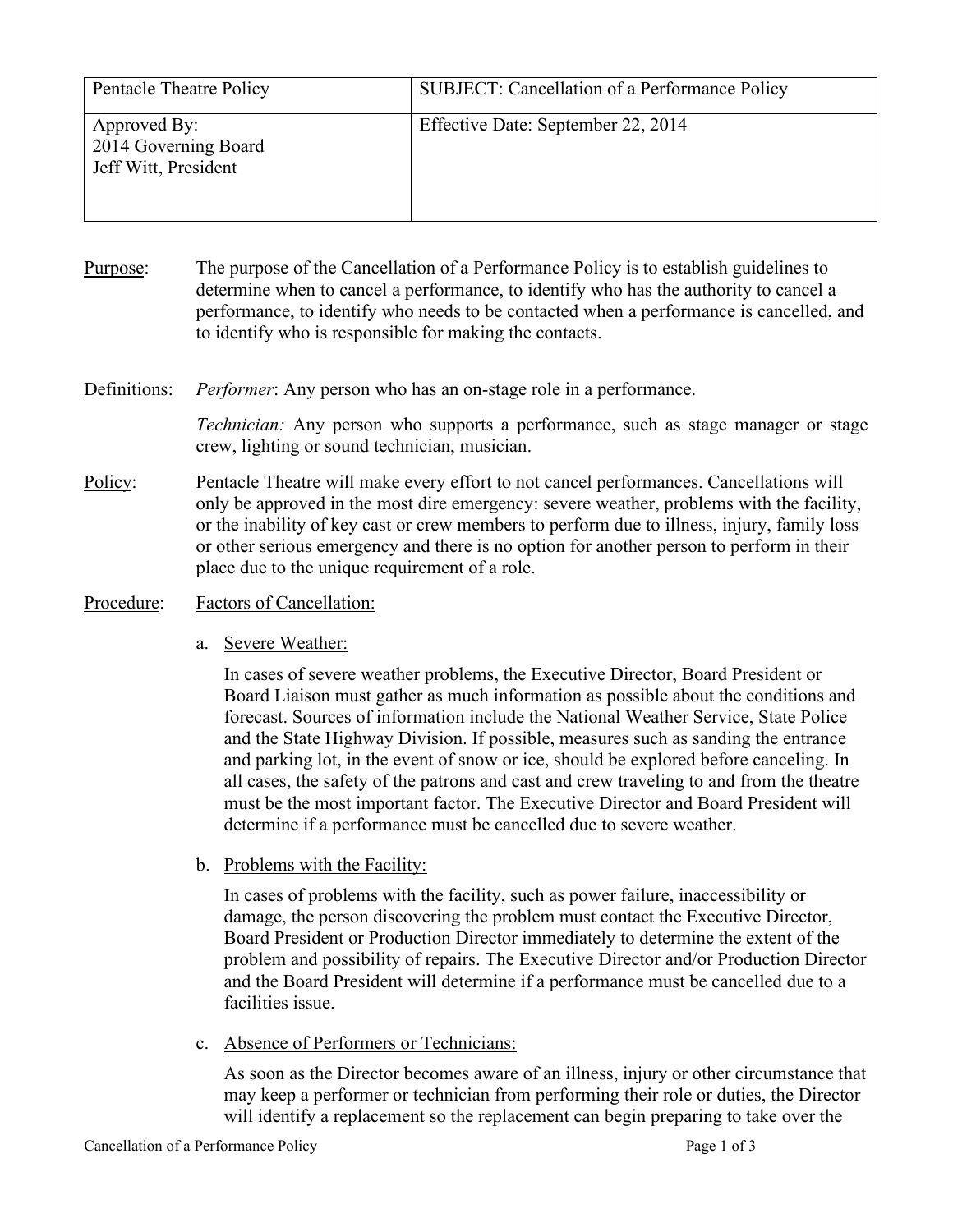| Pentacle Theatre Policy | SUBJECT: Cancellation of a Performance Policy |
|---|---|
| Approved By:<br>2014 Governing Board<br>Jeff Witt, President | Effective Date: September 22, 2014 |

**Purpose:** The purpose of the Cancellation of a Performance Policy is to establish guidelines to determine when to cancel a performance, to identify who has the authority to cancel a performance, to identify who needs to be contacted when a performance is cancelled, and to identify who is responsible for making the contacts.

**Definitions:** *Performer*: Any person who has an on-stage role in a performance.

*Technician:* Any person who supports a performance, such as stage manager or stage crew, lighting or sound technician, musician.

**Policy:** Pentacle Theatre will make every effort to not cancel performances. Cancellations will only be approved in the most dire emergency: severe weather, problems with the facility, or the inability of key cast or crew members to perform due to illness, injury, family loss or other serious emergency and there is no option for another person to perform in their place due to the unique requirement of a role.

**Procedure:** Factors of Cancellation:

a. Severe Weather:

In cases of severe weather problems, the Executive Director, Board President or Board Liaison must gather as much information as possible about the conditions and forecast. Sources of information include the National Weather Service, State Police and the State Highway Division. If possible, measures such as sanding the entrance and parking lot, in the event of snow or ice, should be explored before canceling. In all cases, the safety of the patrons and cast and crew traveling to and from the theatre must be the most important factor. The Executive Director and Board President will determine if a performance must be cancelled due to severe weather.

b. Problems with the Facility:

In cases of problems with the facility, such as power failure, inaccessibility or damage, the person discovering the problem must contact the Executive Director, Board President or Production Director immediately to determine the extent of the problem and possibility of repairs. The Executive Director and/or Production Director and the Board President will determine if a performance must be cancelled due to a facilities issue.

c. Absence of Performers or Technicians:

As soon as the Director becomes aware of an illness, injury or other circumstance that may keep a performer or technician from performing their role or duties, the Director will identify a replacement so the replacement can begin preparing to take over the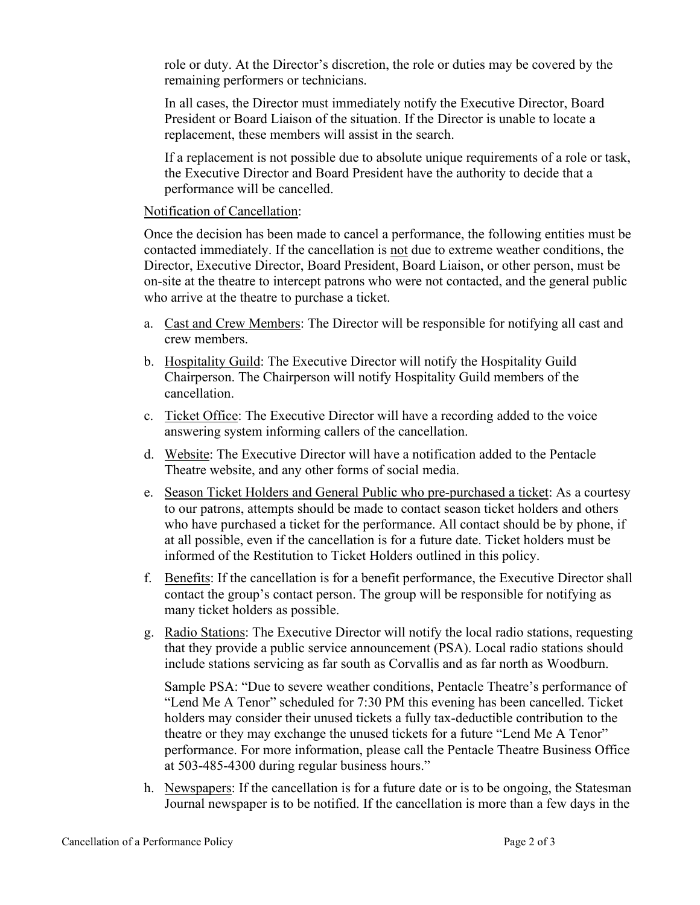role or duty. At the Director's discretion, the role or duties may be covered by the remaining performers or technicians.

In all cases, the Director must immediately notify the Executive Director, Board President or Board Liaison of the situation. If the Director is unable to locate a replacement, these members will assist in the search.

If a replacement is not possible due to absolute unique requirements of a role or task, the Executive Director and Board President have the authority to decide that a performance will be cancelled.

Notification of Cancellation:

Once the decision has been made to cancel a performance, the following entities must be contacted immediately. If the cancellation is not due to extreme weather conditions, the Director, Executive Director, Board President, Board Liaison, or other person, must be on-site at the theatre to intercept patrons who were not contacted, and the general public who arrive at the theatre to purchase a ticket.

a. Cast and Crew Members: The Director will be responsible for notifying all cast and crew members.
b. Hospitality Guild: The Executive Director will notify the Hospitality Guild Chairperson. The Chairperson will notify Hospitality Guild members of the cancellation.
c. Ticket Office: The Executive Director will have a recording added to the voice answering system informing callers of the cancellation.
d. Website: The Executive Director will have a notification added to the Pentacle Theatre website, and any other forms of social media.
e. Season Ticket Holders and General Public who pre-purchased a ticket: As a courtesy to our patrons, attempts should be made to contact season ticket holders and others who have purchased a ticket for the performance. All contact should be by phone, if at all possible, even if the cancellation is for a future date. Ticket holders must be informed of the Restitution to Ticket Holders outlined in this policy.
f. Benefits: If the cancellation is for a benefit performance, the Executive Director shall contact the group's contact person. The group will be responsible for notifying as many ticket holders as possible.
g. Radio Stations: The Executive Director will notify the local radio stations, requesting that they provide a public service announcement (PSA). Local radio stations should include stations servicing as far south as Corvallis and as far north as Woodburn.

   Sample PSA: "Due to severe weather conditions, Pentacle Theatre's performance of "Lend Me A Tenor" scheduled for 7:30 PM this evening has been cancelled. Ticket holders may consider their unused tickets a fully tax-deductible contribution to the theatre or they may exchange the unused tickets for a future "Lend Me A Tenor" performance. For more information, please call the Pentacle Theatre Business Office at 503-485-4300 during regular business hours."
h. Newspapers: If the cancellation is for a future date or is to be ongoing, the Statesman Journal newspaper is to be notified. If the cancellation is more than a few days in the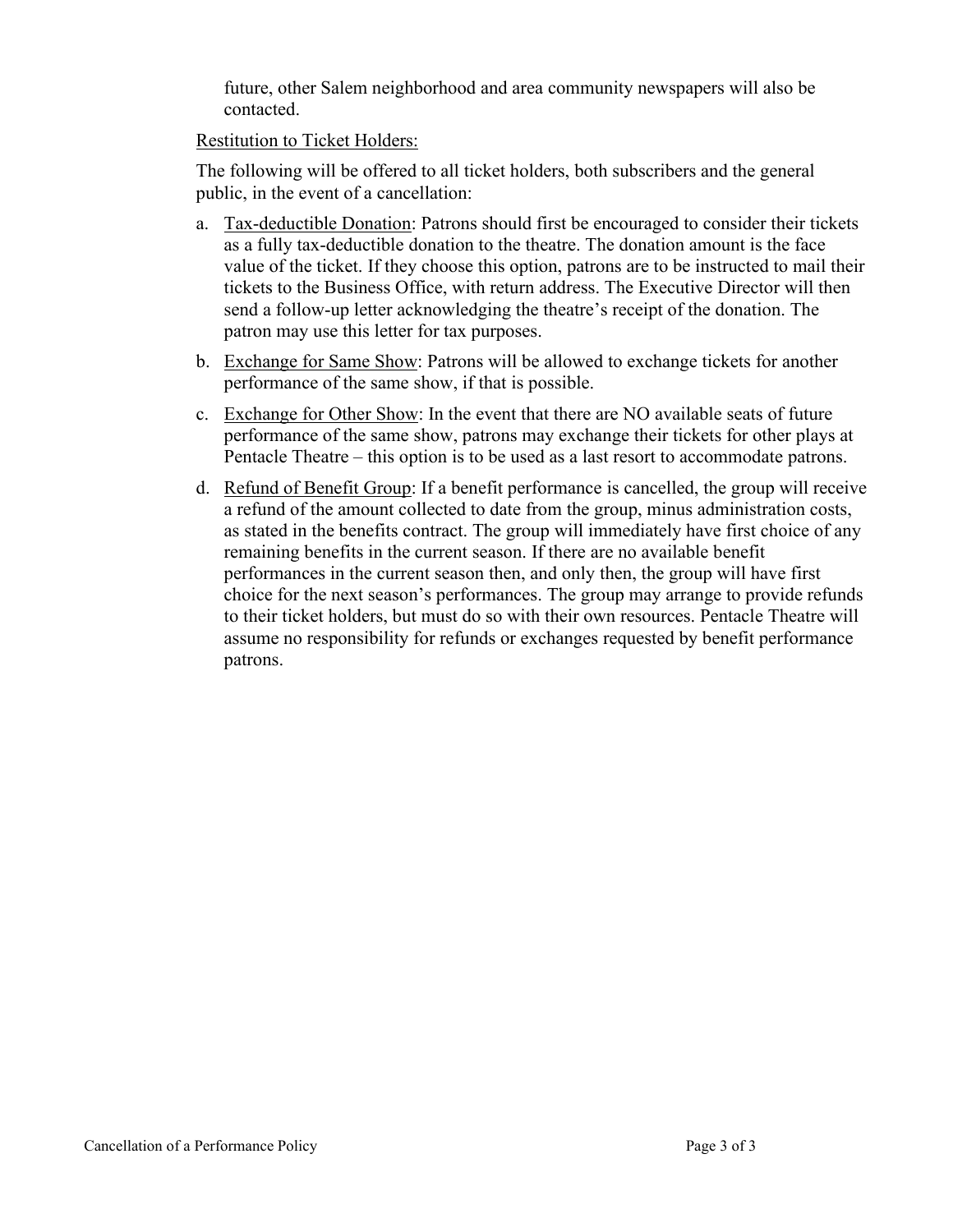future, other Salem neighborhood and area community newspapers will also be contacted.

Restitution to Ticket Holders:

The following will be offered to all ticket holders, both subscribers and the general public, in the event of a cancellation:

a. Tax-deductible Donation: Patrons should first be encouraged to consider their tickets as a fully tax-deductible donation to the theatre. The donation amount is the face value of the ticket. If they choose this option, patrons are to be instructed to mail their tickets to the Business Office, with return address. The Executive Director will then send a follow-up letter acknowledging the theatre's receipt of the donation. The patron may use this letter for tax purposes.

b. Exchange for Same Show: Patrons will be allowed to exchange tickets for another performance of the same show, if that is possible.

c. Exchange for Other Show: In the event that there are NO available seats of future performance of the same show, patrons may exchange their tickets for other plays at Pentacle Theatre – this option is to be used as a last resort to accommodate patrons.

d. Refund of Benefit Group: If a benefit performance is cancelled, the group will receive a refund of the amount collected to date from the group, minus administration costs, as stated in the benefits contract. The group will immediately have first choice of any remaining benefits in the current season. If there are no available benefit performances in the current season then, and only then, the group will have first choice for the next season's performances. The group may arrange to provide refunds to their ticket holders, but must do so with their own resources. Pentacle Theatre will assume no responsibility for refunds or exchanges requested by benefit performance patrons.